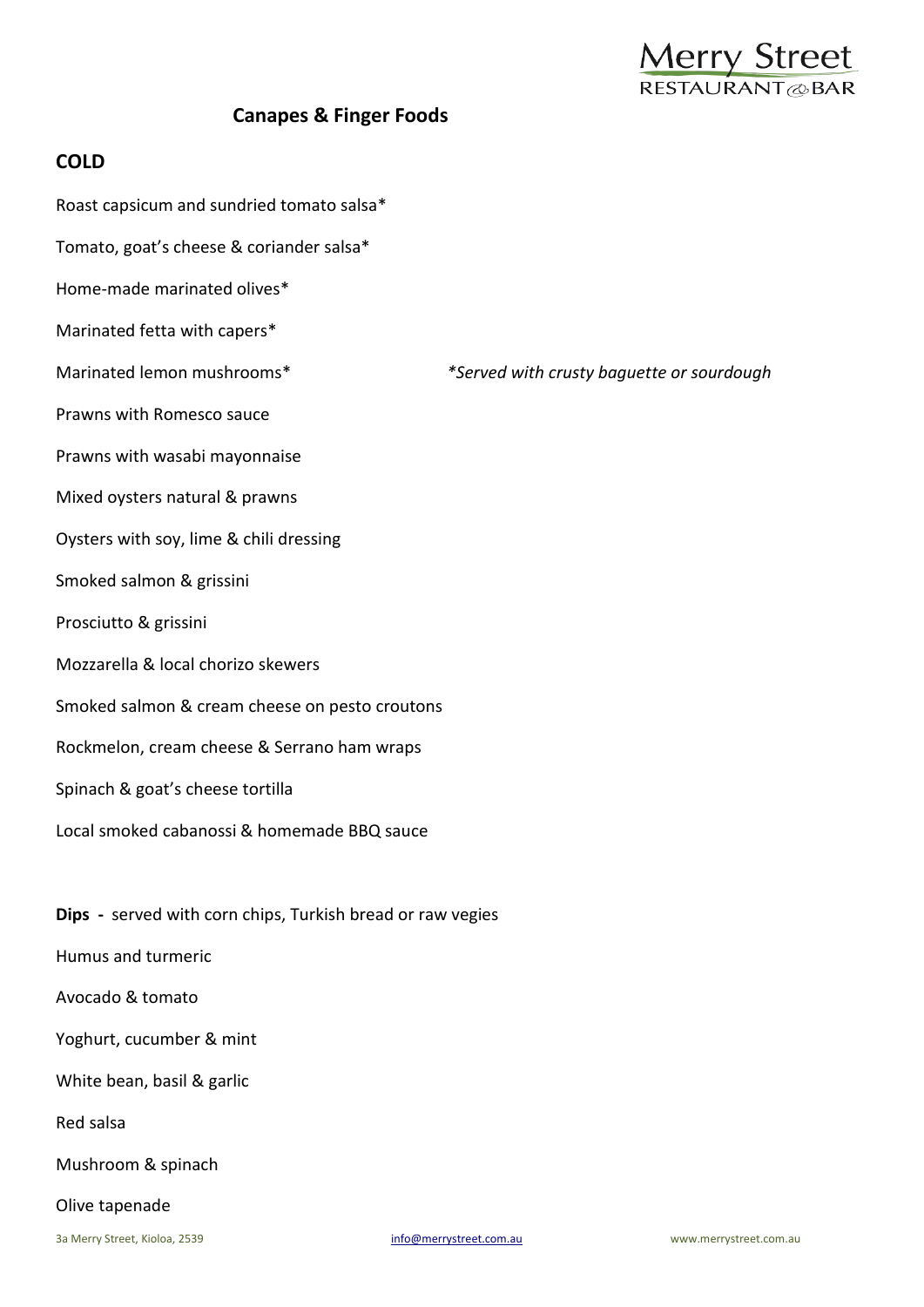Merry Street
RESTAURANT & BAR

# Canapes & Finger Foods

## COLD

Roast capsicum and sundried tomato salsa*

Tomato, goat's cheese & coriander salsa*

Home-made marinated olives*

Marinated fetta with capers*

Marinated lemon mushrooms*

*\*Served with crusty baguette or sourdough*

Prawns with Romesco sauce

Prawns with wasabi mayonnaise

Mixed oysters natural & prawns

Oysters with soy, lime & chili dressing

Smoked salmon & grissini

Prosciutto & grissini

Mozzarella & local chorizo skewers

Smoked salmon & cream cheese on pesto croutons

Rockmelon, cream cheese & Serrano ham wraps

Spinach & goat's cheese tortilla

Local smoked cabanossi & homemade BBQ sauce

**Dips -** served with corn chips, Turkish bread or raw vegies

Humus and turmeric

Avocado & tomato

Yoghurt, cucumber & mint

White bean, basil & garlic

Red salsa

Mushroom & spinach

Olive tapenade

3a Merry Street, Kioloa, 2539    info@merrystreet.com.au    www.merrystreet.com.au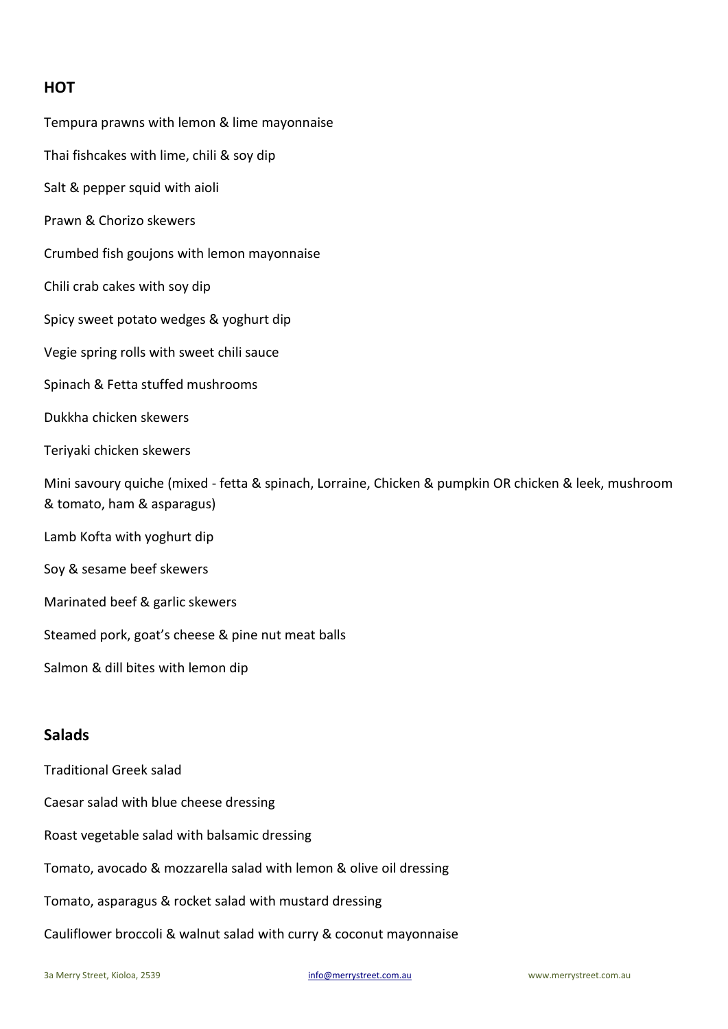## HOT

Tempura prawns with lemon & lime mayonnaise

Thai fishcakes with lime, chili & soy dip

Salt & pepper squid with aioli

Prawn & Chorizo skewers

Crumbed fish goujons with lemon mayonnaise

Chili crab cakes with soy dip

Spicy sweet potato wedges & yoghurt dip

Vegie spring rolls with sweet chili sauce

Spinach & Fetta stuffed mushrooms

Dukkha chicken skewers

Teriyaki chicken skewers

Mini savoury quiche (mixed - fetta & spinach, Lorraine, Chicken & pumpkin OR chicken & leek, mushroom & tomato, ham & asparagus)

Lamb Kofta with yoghurt dip

Soy & sesame beef skewers

Marinated beef & garlic skewers

Steamed pork, goat's cheese & pine nut meat balls

Salmon & dill bites with lemon dip

## Salads

Traditional Greek salad

Caesar salad with blue cheese dressing

Roast vegetable salad with balsamic dressing

Tomato, avocado & mozzarella salad with lemon & olive oil dressing

Tomato, asparagus & rocket salad with mustard dressing

Cauliflower broccoli & walnut salad with curry & coconut mayonnaise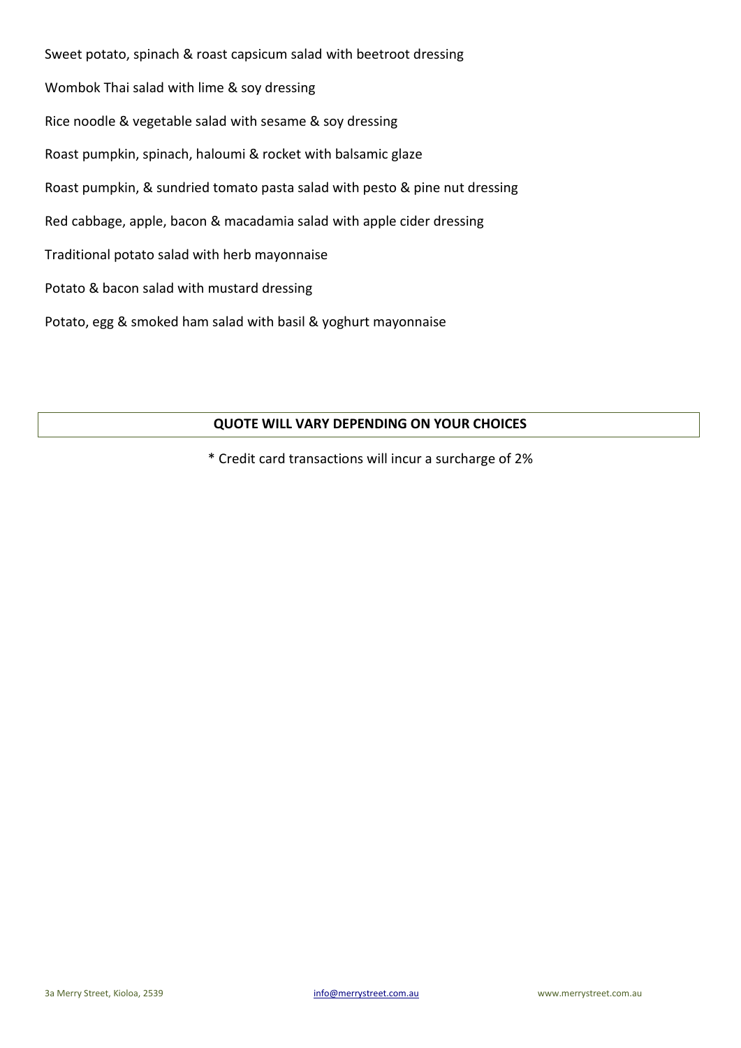Sweet potato, spinach & roast capsicum salad with beetroot dressing

Wombok Thai salad with lime & soy dressing

Rice noodle & vegetable salad with sesame & soy dressing

Roast pumpkin, spinach, haloumi & rocket with balsamic glaze

Roast pumpkin, & sundried tomato pasta salad with pesto & pine nut dressing

Red cabbage, apple, bacon & macadamia salad with apple cider dressing

Traditional potato salad with herb mayonnaise

Potato & bacon salad with mustard dressing

Potato, egg & smoked ham salad with basil & yoghurt mayonnaise

**QUOTE WILL VARY DEPENDING ON YOUR CHOICES**

* Credit card transactions will incur a surcharge of 2%